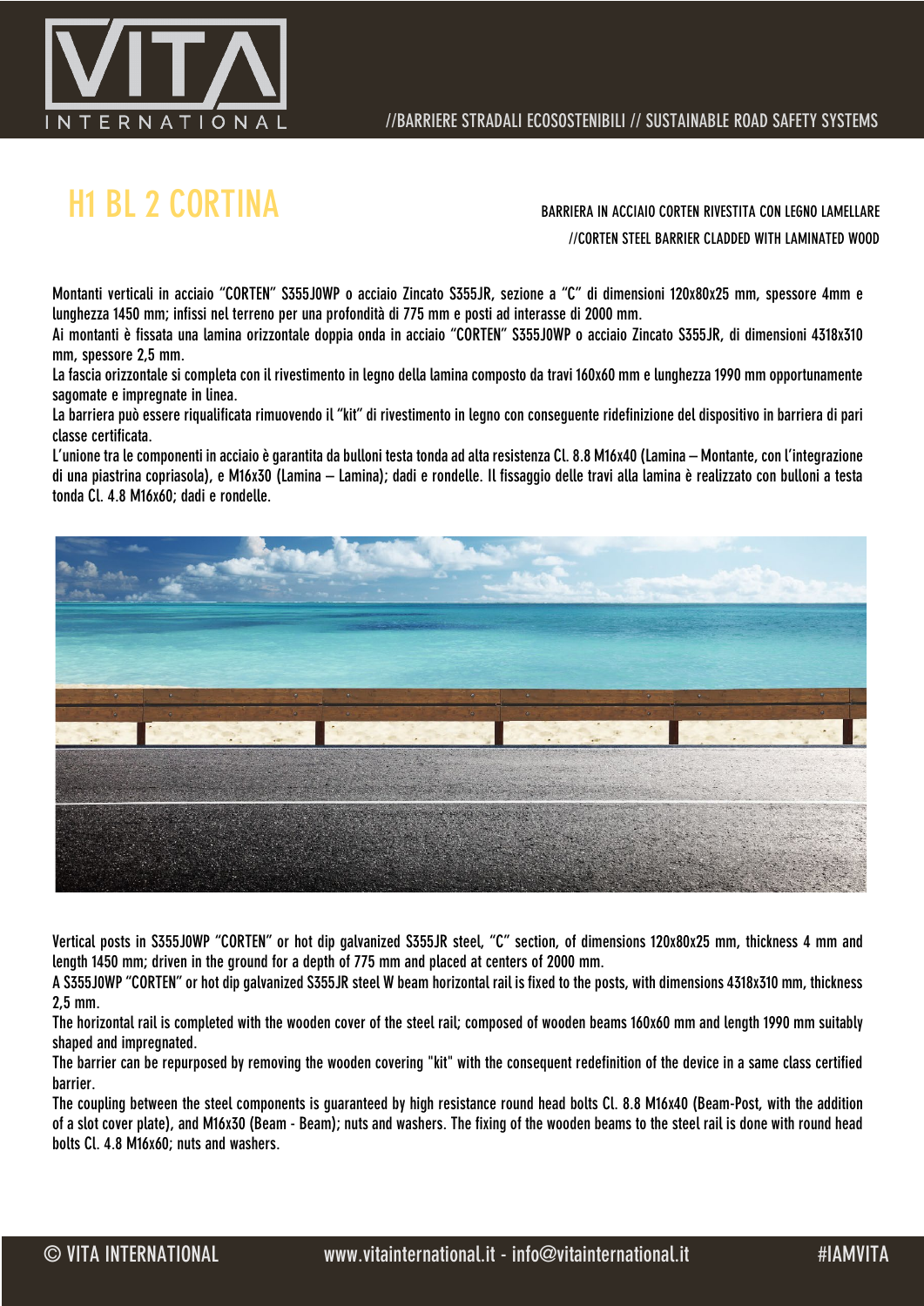# H1 BL 2 CORTINA

BARRIERA IN ACCIAIO CORTEN RIVESTITA CON LEGNO LAMELLARE

//CORTEN STEEL BARRIER CLADDED WITH LAMINATED WOOD

Montanti verticali in acciaio "CORTEN" S355J0WP o acciaio Zincato S355JR, sezione a "C" di dimensioni 120x80x25 mm, spessore 4mm e lunghezza 1450 mm; infissi nel terreno per una profondità di 775 mm e posti ad interasse di 2000 mm.
Ai montanti è fissata una lamina orizzontale doppia onda in acciaio "CORTEN" S355J0WP o acciaio Zincato S355JR, di dimensioni 4318x310 mm, spessore 2,5 mm.
La fascia orizzontale si completa con il rivestimento in legno della lamina composto da travi 160x60 mm e lunghezza 1990 mm opportunamente sagomate e impregnate in linea.
La barriera può essere riqualificata rimuovendo il "kit" di rivestimento in legno con conseguente ridefinizione del dispositivo in barriera di pari classe certificata.
L'unione tra le componenti in acciaio è garantita da bulloni testa tonda ad alta resistenza Cl. 8.8 M16x40 (Lamina – Montante, con l'integrazione di una piastrina copriasola), e M16x30 (Lamina – Lamina); dadi e rondelle. Il fissaggio delle travi alla lamina è realizzato con bulloni a testa tonda Cl. 4.8 M16x60; dadi e rondelle.

Vertical posts in S355J0WP "CORTEN" or hot dip galvanized S355JR steel, "C" section, of dimensions 120x80x25 mm, thickness 4 mm and length 1450 mm; driven in the ground for a depth of 775 mm and placed at centers of 2000 mm.
A S355J0WP "CORTEN" or hot dip galvanized S355JR steel W beam horizontal rail is fixed to the posts, with dimensions 4318x310 mm, thickness 2,5 mm.
The horizontal rail is completed with the wooden cover of the steel rail; composed of wooden beams 160x60 mm and length 1990 mm suitably shaped and impregnated.
The barrier can be repurposed by removing the wooden covering "kit" with the consequent redefinition of the device in a same class certified barrier.
The coupling between the steel components is guaranteed by high resistance round head bolts Cl. 8.8 M16x40 (Beam-Post, with the addition of a slot cover plate), and M16x30 (Beam - Beam); nuts and washers. The fixing of the wooden beams to the steel rail is done with round head bolts Cl. 4.8 M16x60; nuts and washers.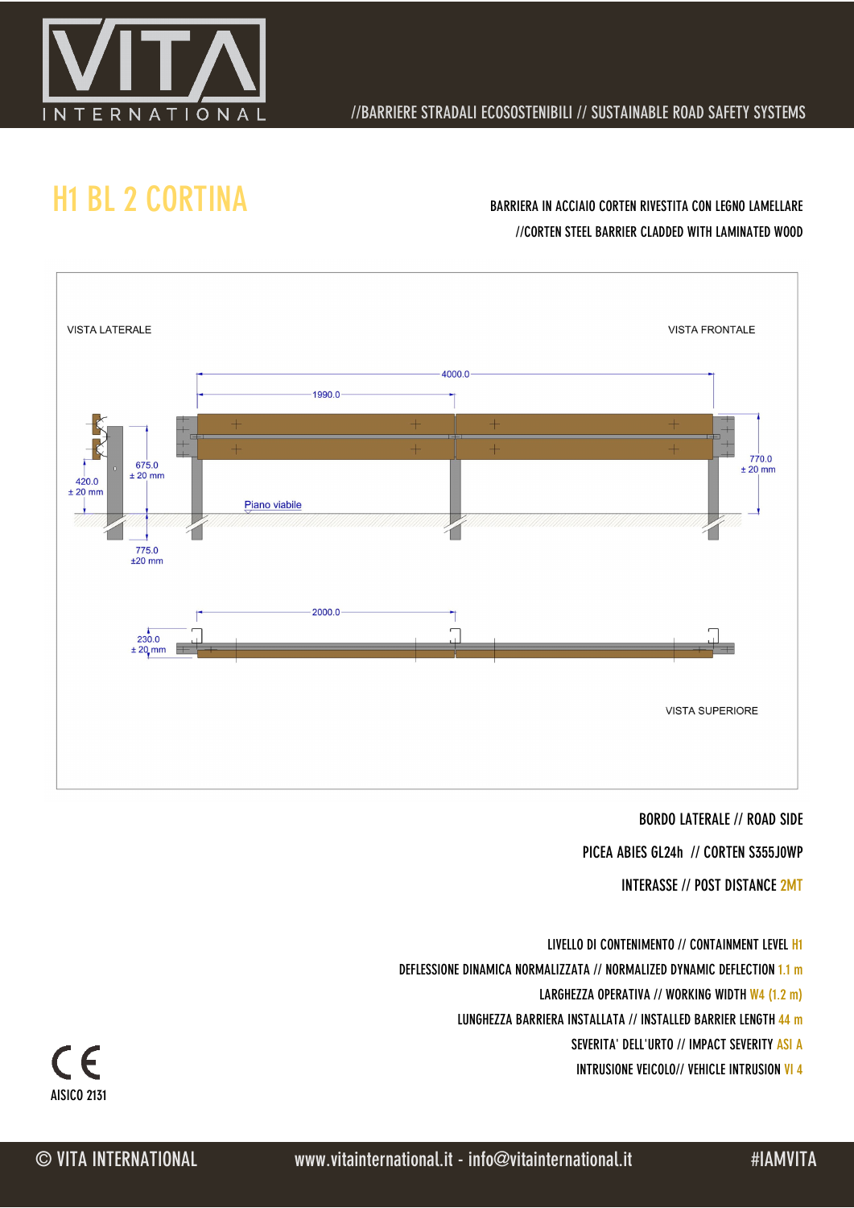# H1 BL 2 CORTINA

BARRIERA IN ACCIAIO CORTEN RIVESTITA CON LEGNO LAMELLARE

//CORTEN STEEL BARRIER CLADDED WITH LAMINATED WOOD

VISTA LATERALE

VISTA FRONTALE

4000.0

1990.0

675.0
± 20 mm

420.0
± 20 mm

770.0
± 20 mm

Piano viabile

775.0
±20 mm

2000.0

230.0
± 20 mm

VISTA SUPERIORE

BORDO LATERALE // ROAD SIDE

PICEA ABIES GL24h // CORTEN S355J0WP

INTERASSE // POST DISTANCE 2MT

LIVELLO DI CONTENIMENTO // CONTAINMENT LEVEL H1

DEFLESSIONE DINAMICA NORMALIZZATA // NORMALIZED DYNAMIC DEFLECTION 1.1 m

LARGHEZZA OPERATIVA // WORKING WIDTH W4 (1.2 m)

LUNGHEZZA BARRIERA INSTALLATA // INSTALLED BARRIER LENGTH 44 m

SEVERITA' DELL'URTO // IMPACT SEVERITY ASI A

INTRUSIONE VEICOLO// VEHICLE INTRUSION VI 4

CE

AISICO 2131